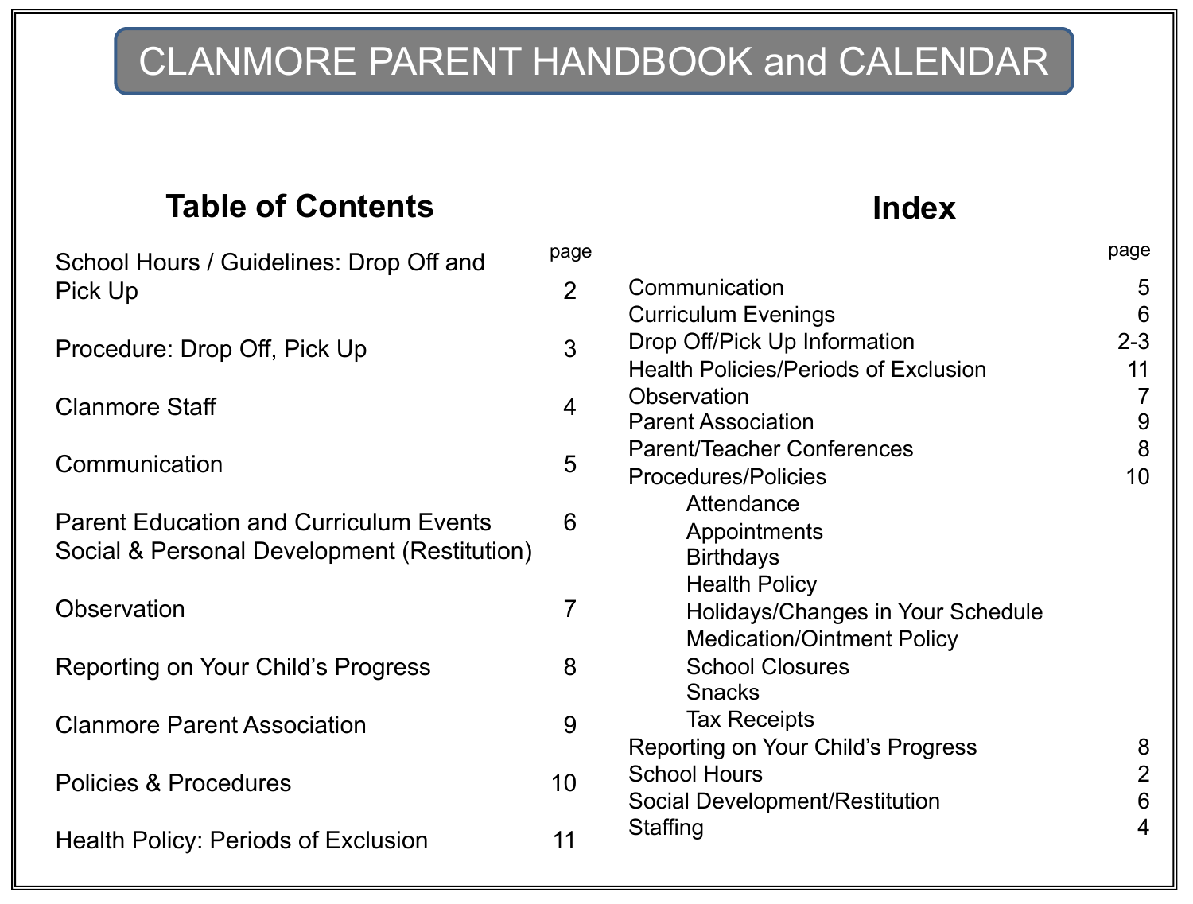# CLANMORE PARENT HANDBOOK and CALENDAR

## Table of Contents

| | page |
|---|---|
| School Hours / Guidelines: Drop Off and Pick Up | 2 |
| Procedure: Drop Off, Pick Up | 3 |
| Clanmore Staff | 4 |
| Communication | 5 |
| Parent Education and Curriculum Events<br>Social & Personal Development (Restitution) | 6 |
| Observation | 7 |
| Reporting on Your Child's Progress | 8 |
| Clanmore Parent Association | 9 |
| Policies & Procedures | 10 |
| Health Policy: Periods of Exclusion | 11 |

## Index

| | page |
|---|---|
| Communication | 5 |
| Curriculum Evenings | 6 |
| Drop Off/Pick Up Information | 2-3 |
| Health Policies/Periods of Exclusion | 11 |
| Observation | 7 |
| Parent Association | 9 |
| Parent/Teacher Conferences | 8 |
| Procedures/Policies | 10 |
| &nbsp;&nbsp;&nbsp;&nbsp;Attendance | |
| &nbsp;&nbsp;&nbsp;&nbsp;Appointments | |
| &nbsp;&nbsp;&nbsp;&nbsp;Birthdays | |
| &nbsp;&nbsp;&nbsp;&nbsp;Health Policy | |
| &nbsp;&nbsp;&nbsp;&nbsp;Holidays/Changes in Your Schedule | |
| &nbsp;&nbsp;&nbsp;&nbsp;Medication/Ointment Policy | |
| &nbsp;&nbsp;&nbsp;&nbsp;School Closures | |
| &nbsp;&nbsp;&nbsp;&nbsp;Snacks | |
| &nbsp;&nbsp;&nbsp;&nbsp;Tax Receipts | |
| Reporting on Your Child's Progress | 8 |
| School Hours | 2 |
| Social Development/Restitution | 6 |
| Staffing | 4 |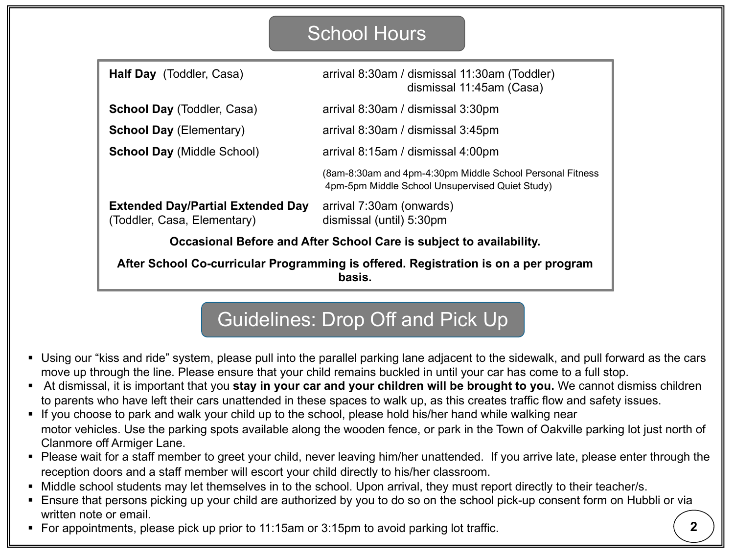## School Hours

| | |
|---|---|
| **Half Day** (Toddler, Casa) | arrival 8:30am / dismissal 11:30am (Toddler)<br>dismissal 11:45am (Casa) |
| **School Day** (Toddler, Casa) | arrival 8:30am / dismissal 3:30pm |
| **School Day** (Elementary) | arrival 8:30am / dismissal 3:45pm |
| **School Day** (Middle School) | arrival 8:15am / dismissal 4:00pm |
| | (8am-8:30am and 4pm-4:30pm Middle School Personal Fitness<br>4pm-5pm Middle School Unsupervised Quiet Study) |
| **Extended Day/Partial Extended Day** (Toddler, Casa, Elementary) | arrival 7:30am (onwards)<br>dismissal (until) 5:30pm |

**Occasional Before and After School Care is subject to availability.**

**After School Co-curricular Programming is offered. Registration is on a per program basis.**

## Guidelines: Drop Off and Pick Up

- Using our "kiss and ride" system, please pull into the parallel parking lane adjacent to the sidewalk, and pull forward as the cars move up through the line. Please ensure that your child remains buckled in until your car has come to a full stop.
- At dismissal, it is important that you **stay in your car and your children will be brought to you.** We cannot dismiss children to parents who have left their cars unattended in these spaces to walk up, as this creates traffic flow and safety issues.
- If you choose to park and walk your child up to the school, please hold his/her hand while walking near motor vehicles. Use the parking spots available along the wooden fence, or park in the Town of Oakville parking lot just north of Clanmore off Armiger Lane.
- Please wait for a staff member to greet your child, never leaving him/her unattended. If you arrive late, please enter through the reception doors and a staff member will escort your child directly to his/her classroom.
- Middle school students may let themselves in to the school. Upon arrival, they must report directly to their teacher/s.
- Ensure that persons picking up your child are authorized by you to do so on the school pick-up consent form on Hubbli or via written note or email.
- For appointments, please pick up prior to 11:15am or 3:15pm to avoid parking lot traffic.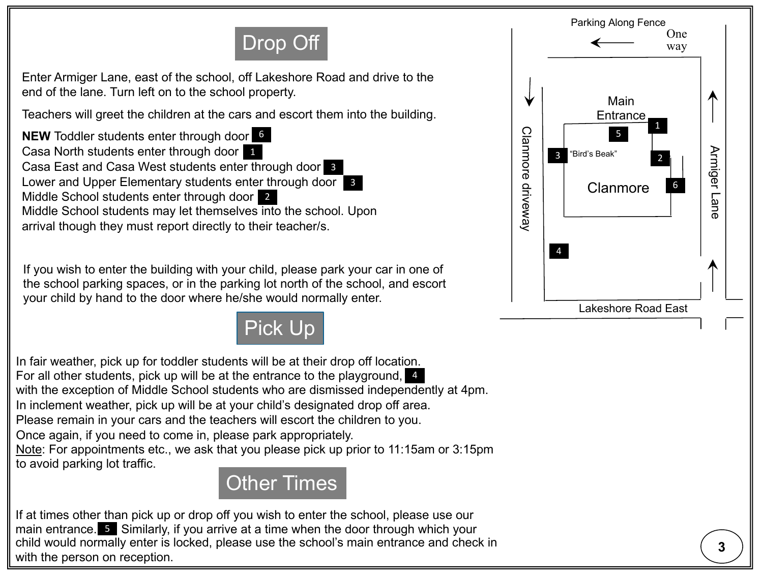## Drop Off

Enter Armiger Lane, east of the school, off Lakeshore Road and drive to the end of the lane. Turn left on to the school property.

Teachers will greet the children at the cars and escort them into the building.

**NEW** Toddler students enter through door 6
Casa North students enter through door 1
Casa East and Casa West students enter through door 3
Lower and Upper Elementary students enter through door 3
Middle School students enter through door 2
Middle School students may let themselves into the school. Upon arrival though they must report directly to their teacher/s.

If you wish to enter the building with your child, please park your car in one of the school parking spaces, or in the parking lot north of the school, and escort your child by hand to the door where he/she would normally enter.

Parking Along Fence

One way

Main Entrance

1

5

3 "Bird's Beak"

2

Clanmore

6

4

Clanmore driveway

Armiger Lane

Lakeshore Road East

## Pick Up

In fair weather, pick up for toddler students will be at their drop off location.
For all other students, pick up will be at the entrance to the playground, 4
with the exception of Middle School students who are dismissed independently at 4pm.
In inclement weather, pick up will be at your child's designated drop off area.
Please remain in your cars and the teachers will escort the children to you.
Once again, if you need to come in, please park appropriately.
Note: For appointments etc., we ask that you please pick up prior to 11:15am or 3:15pm to avoid parking lot traffic.

## Other Times

If at times other than pick up or drop off you wish to enter the school, please use our main entrance. 5 Similarly, if you arrive at a time when the door through which your child would normally enter is locked, please use the school's main entrance and check in with the person on reception.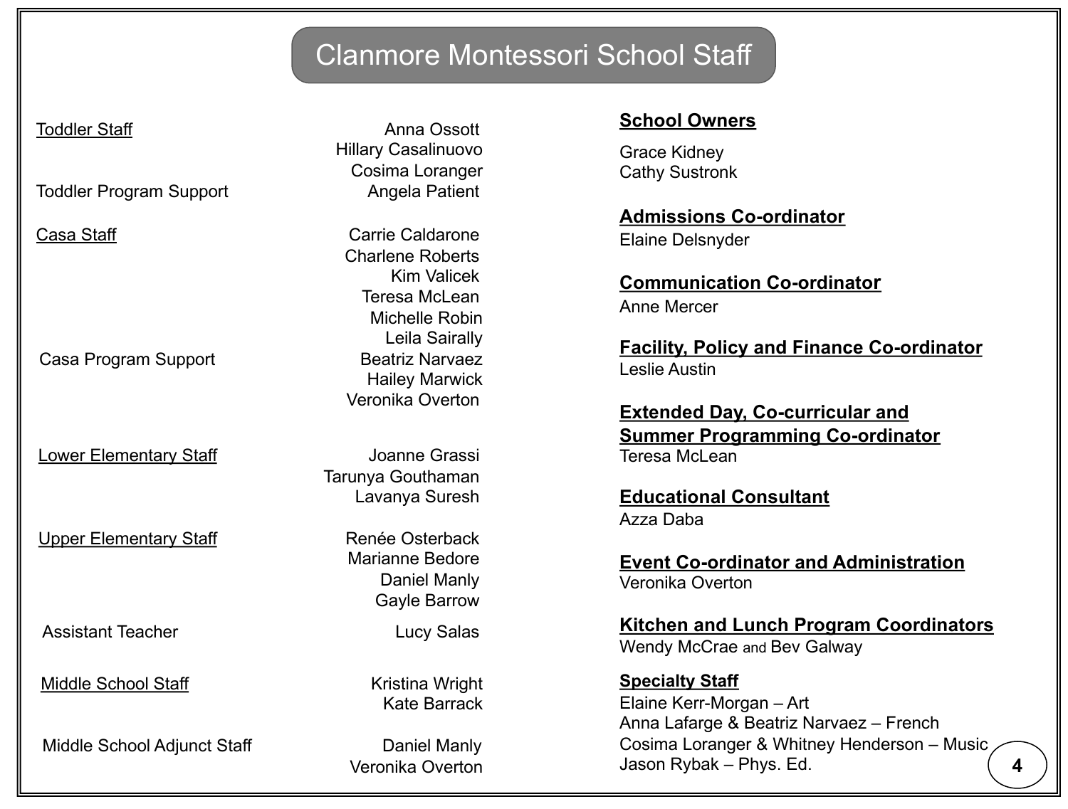# Clanmore Montessori School Staff

**Toddler Staff**
- Anna Ossott
- Hillary Casalinuovo
- Cosima Loranger

**Toddler Program Support**
- Angela Patient

**Casa Staff**
- Carrie Caldarone
- Charlene Roberts
- Kim Valicek
- Teresa McLean
- Michelle Robin
- Leila Sairally

**Casa Program Support**
- Beatriz Narvaez
- Hailey Marwick
- Veronika Overton

**Lower Elementary Staff**
- Joanne Grassi
- Tarunya Gouthaman
- Lavanya Suresh

**Upper Elementary Staff**
- Renée Osterback
- Marianne Bedore
- Daniel Manly
- Gayle Barrow

**Assistant Teacher**
- Lucy Salas

**Middle School Staff**
- Kristina Wright
- Kate Barrack

**Middle School Adjunct Staff**
- Daniel Manly
- Veronika Overton

## School Owners

Grace Kidney
Cathy Sustronk

## Admissions Co-ordinator

Elaine Delsnyder

## Communication Co-ordinator

Anne Mercer

## Facility, Policy and Finance Co-ordinator

Leslie Austin

## Extended Day, Co-curricular and Summer Programming Co-ordinator

Teresa McLean

## Educational Consultant

Azza Daba

## Event Co-ordinator and Administration

Veronika Overton

## Kitchen and Lunch Program Coordinators

Wendy McCrae and Bev Galway

## Specialty Staff

Elaine Kerr-Morgan – Art
Anna Lafarge & Beatriz Narvaez – French
Cosima Loranger & Whitney Henderson – Music
Jason Rybak – Phys. Ed.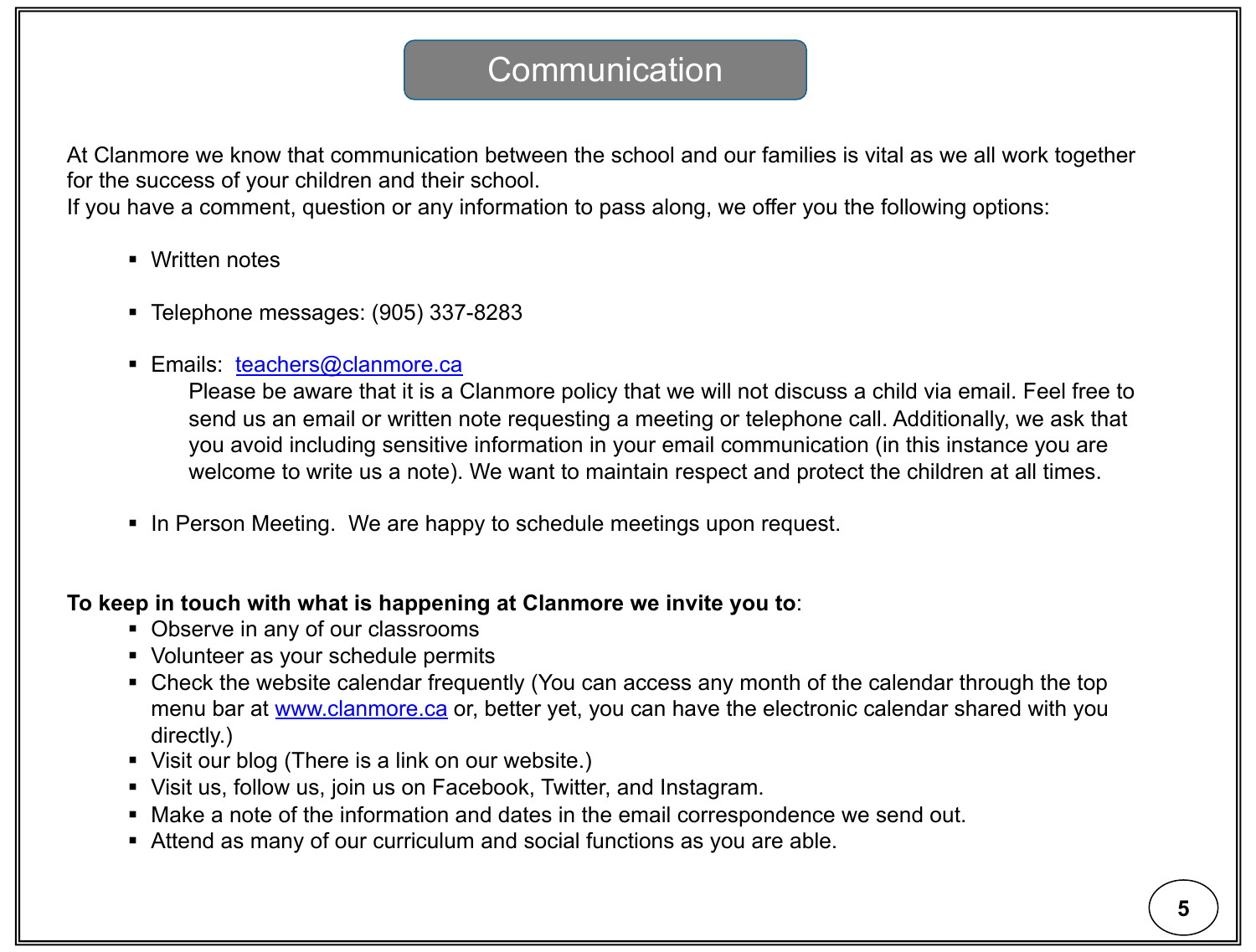# Communication

At Clanmore we know that communication between the school and our families is vital as we all work together for the success of your children and their school.
If you have a comment, question or any information to pass along, we offer you the following options:

- Written notes

- Telephone messages: (905) 337-8283

- Emails: teachers@clanmore.ca
  Please be aware that it is a Clanmore policy that we will not discuss a child via email. Feel free to send us an email or written note requesting a meeting or telephone call. Additionally, we ask that you avoid including sensitive information in your email communication (in this instance you are welcome to write us a note). We want to maintain respect and protect the children at all times.

- In Person Meeting. We are happy to schedule meetings upon request.

**To keep in touch with what is happening at Clanmore we invite you to**:

- Observe in any of our classrooms
- Volunteer as your schedule permits
- Check the website calendar frequently (You can access any month of the calendar through the top menu bar at www.clanmore.ca or, better yet, you can have the electronic calendar shared with you directly.)
- Visit our blog (There is a link on our website.)
- Visit us, follow us, join us on Facebook, Twitter, and Instagram.
- Make a note of the information and dates in the email correspondence we send out.
- Attend as many of our curriculum and social functions as you are able.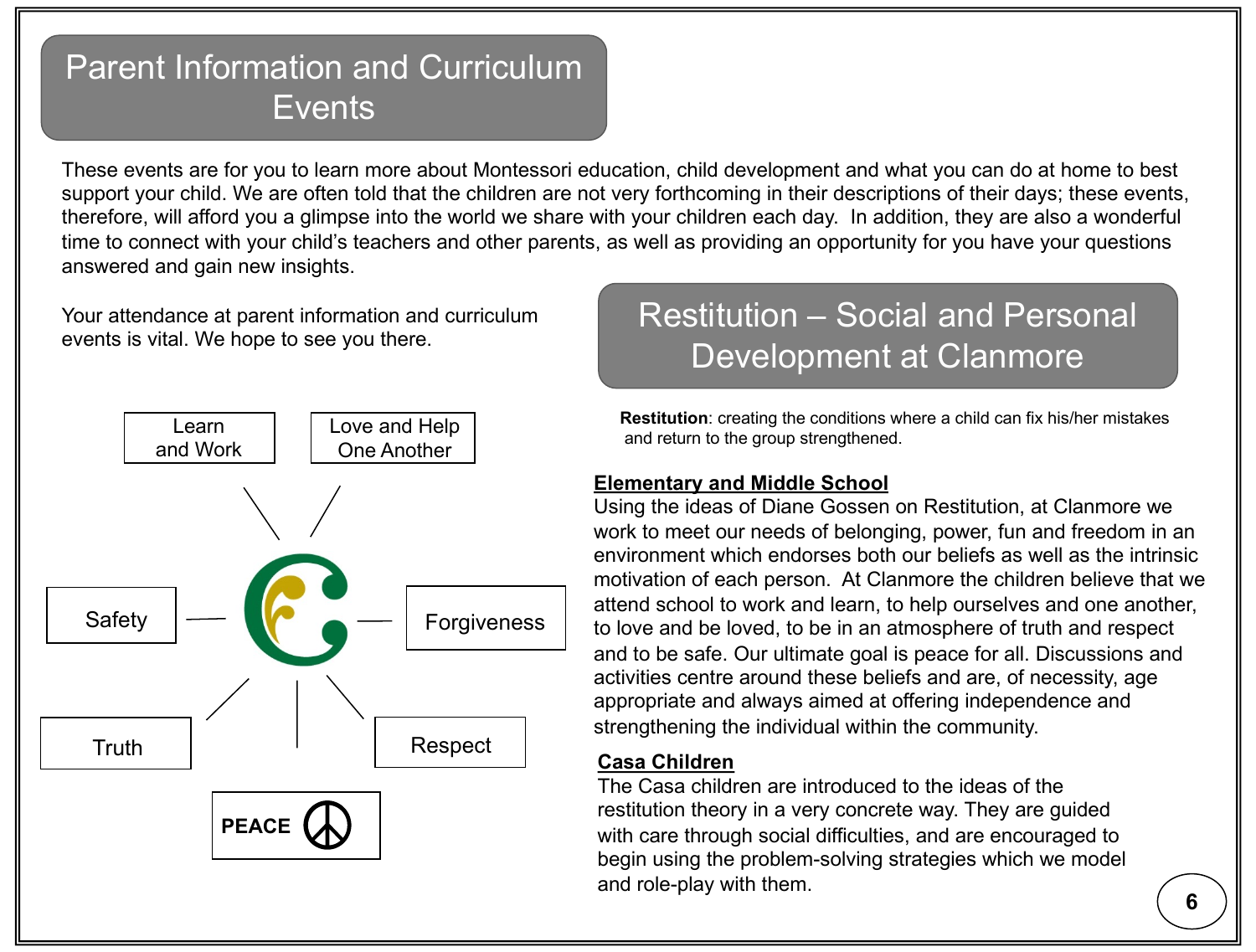# Parent Information and Curriculum Events

These events are for you to learn more about Montessori education, child development and what you can do at home to best support your child. We are often told that the children are not very forthcoming in their descriptions of their days; these events, therefore, will afford you a glimpse into the world we share with your children each day. In addition, they are also a wonderful time to connect with your child's teachers and other parents, as well as providing an opportunity for you have your questions answered and gain new insights.

Your attendance at parent information and curriculum events is vital. We hope to see you there.

Learn and Work

Love and Help One Another

Safety

Forgiveness

Truth

Respect

PEACE ☮

# Restitution – Social and Personal Development at Clanmore

**Restitution**: creating the conditions where a child can fix his/her mistakes and return to the group strengthened.

**Elementary and Middle School**

Using the ideas of Diane Gossen on Restitution, at Clanmore we work to meet our needs of belonging, power, fun and freedom in an environment which endorses both our beliefs as well as the intrinsic motivation of each person. At Clanmore the children believe that we attend school to work and learn, to help ourselves and one another, to love and be loved, to be in an atmosphere of truth and respect and to be safe. Our ultimate goal is peace for all. Discussions and activities centre around these beliefs and are, of necessity, age appropriate and always aimed at offering independence and strengthening the individual within the community.

**Casa Children**

The Casa children are introduced to the ideas of the restitution theory in a very concrete way. They are guided with care through social difficulties, and are encouraged to begin using the problem-solving strategies which we model and role-play with them.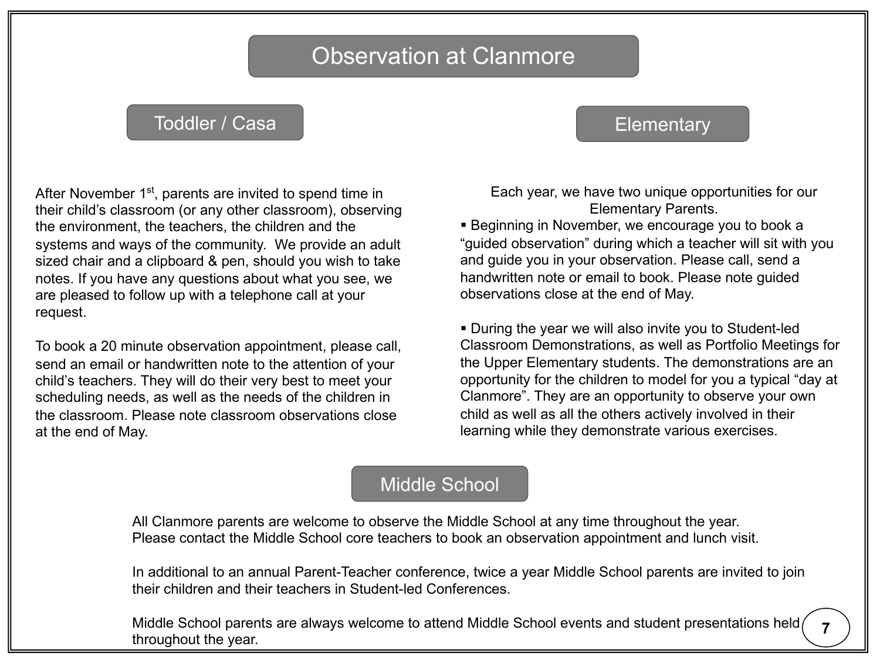# Observation at Clanmore

## Toddler / Casa

After November 1st, parents are invited to spend time in their child's classroom (or any other classroom), observing the environment, the teachers, the children and the systems and ways of the community. We provide an adult sized chair and a clipboard & pen, should you wish to take notes. If you have any questions about what you see, we are pleased to follow up with a telephone call at your request.

To book a 20 minute observation appointment, please call, send an email or handwritten note to the attention of your child's teachers. They will do their very best to meet your scheduling needs, as well as the needs of the children in the classroom. Please note classroom observations close at the end of May.

## Elementary

Each year, we have two unique opportunities for our Elementary Parents.

- Beginning in November, we encourage you to book a "guided observation" during which a teacher will sit with you and guide you in your observation. Please call, send a handwritten note or email to book. Please note guided observations close at the end of May.

- During the year we will also invite you to Student-led Classroom Demonstrations, as well as Portfolio Meetings for the Upper Elementary students. The demonstrations are an opportunity for the children to model for you a typical "day at Clanmore". They are an opportunity to observe your own child as well as all the others actively involved in their learning while they demonstrate various exercises.

## Middle School

All Clanmore parents are welcome to observe the Middle School at any time throughout the year. Please contact the Middle School core teachers to book an observation appointment and lunch visit.

In additional to an annual Parent-Teacher conference, twice a year Middle School parents are invited to join their children and their teachers in Student-led Conferences.

Middle School parents are always welcome to attend Middle School events and student presentations held throughout the year.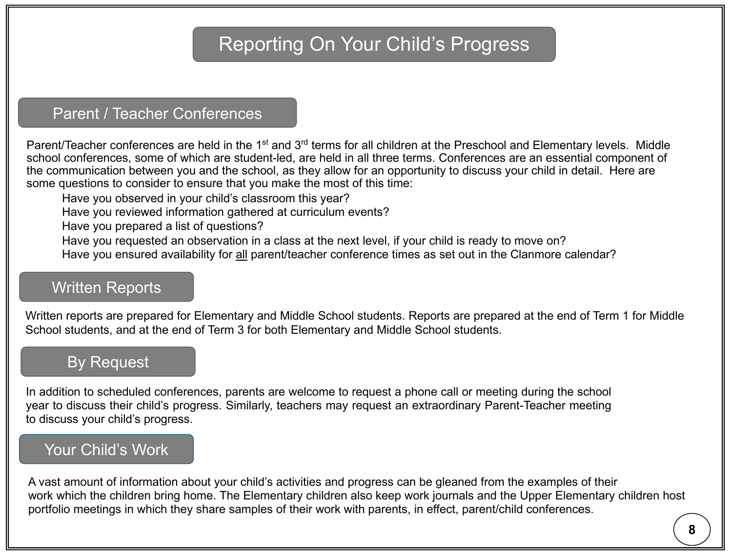# Reporting On Your Child's Progress

## Parent / Teacher Conferences

Parent/Teacher conferences are held in the 1st and 3rd terms for all children at the Preschool and Elementary levels. Middle school conferences, some of which are student-led, are held in all three terms. Conferences are an essential component of the communication between you and the school, as they allow for an opportunity to discuss your child in detail. Here are some questions to consider to ensure that you make the most of this time:

- Have you observed in your child's classroom this year?
- Have you reviewed information gathered at curriculum events?
- Have you prepared a list of questions?
- Have you requested an observation in a class at the next level, if your child is ready to move on?
- Have you ensured availability for <u>all</u> parent/teacher conference times as set out in the Clanmore calendar?

## Written Reports

Written reports are prepared for Elementary and Middle School students. Reports are prepared at the end of Term 1 for Middle School students, and at the end of Term 3 for both Elementary and Middle School students.

## By Request

In addition to scheduled conferences, parents are welcome to request a phone call or meeting during the school year to discuss their child's progress. Similarly, teachers may request an extraordinary Parent-Teacher meeting to discuss your child's progress.

## Your Child's Work

A vast amount of information about your child's activities and progress can be gleaned from the examples of their work which the children bring home. The Elementary children also keep work journals and the Upper Elementary children host portfolio meetings in which they share samples of their work with parents, in effect, parent/child conferences.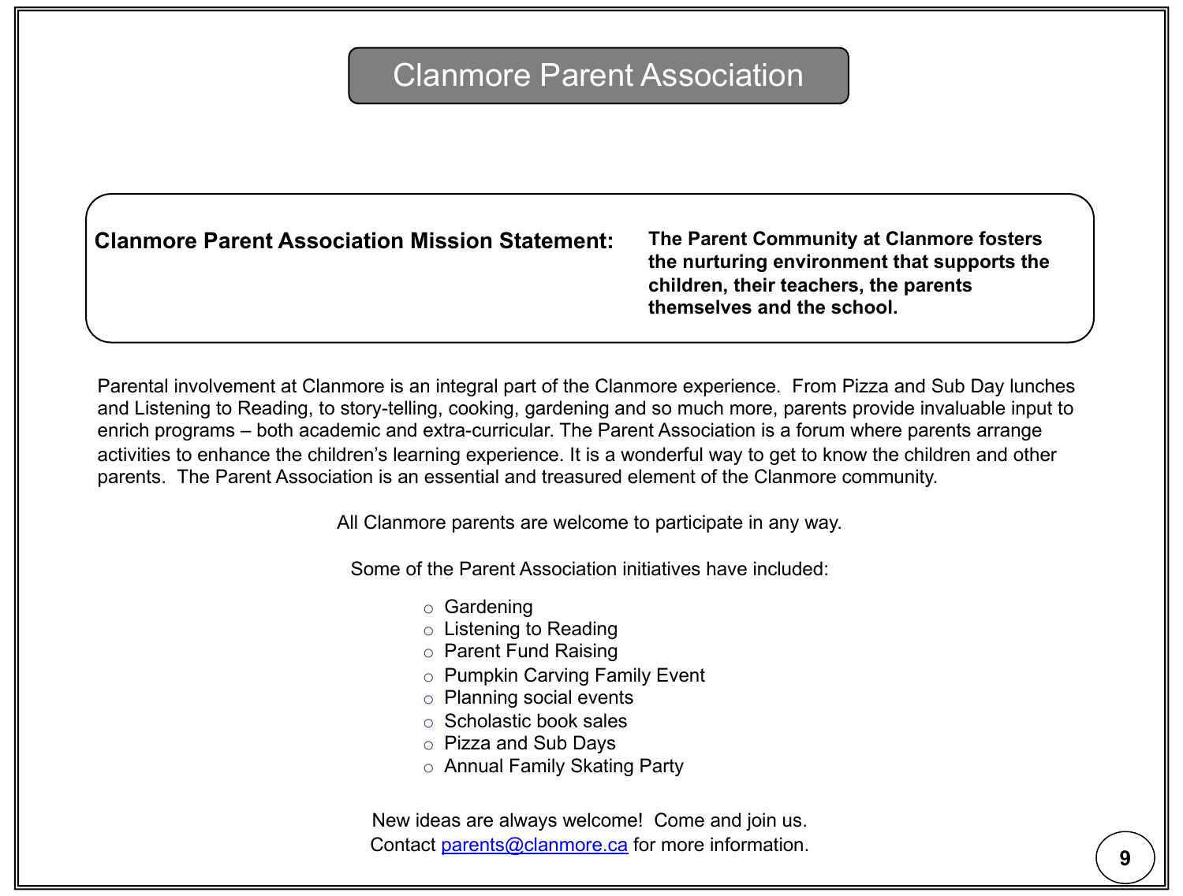# Clanmore Parent Association

**Clanmore Parent Association Mission Statement:** **The Parent Community at Clanmore fosters the nurturing environment that supports the children, their teachers, the parents themselves and the school.**

Parental involvement at Clanmore is an integral part of the Clanmore experience. From Pizza and Sub Day lunches and Listening to Reading, to story-telling, cooking, gardening and so much more, parents provide invaluable input to enrich programs – both academic and extra-curricular. The Parent Association is a forum where parents arrange activities to enhance the children's learning experience. It is a wonderful way to get to know the children and other parents. The Parent Association is an essential and treasured element of the Clanmore community.

All Clanmore parents are welcome to participate in any way.

Some of the Parent Association initiatives have included:

- Gardening
- Listening to Reading
- Parent Fund Raising
- Pumpkin Carving Family Event
- Planning social events
- Scholastic book sales
- Pizza and Sub Days
- Annual Family Skating Party

New ideas are always welcome! Come and join us.
Contact [parents@clanmore.ca](mailto:parents@clanmore.ca) for more information.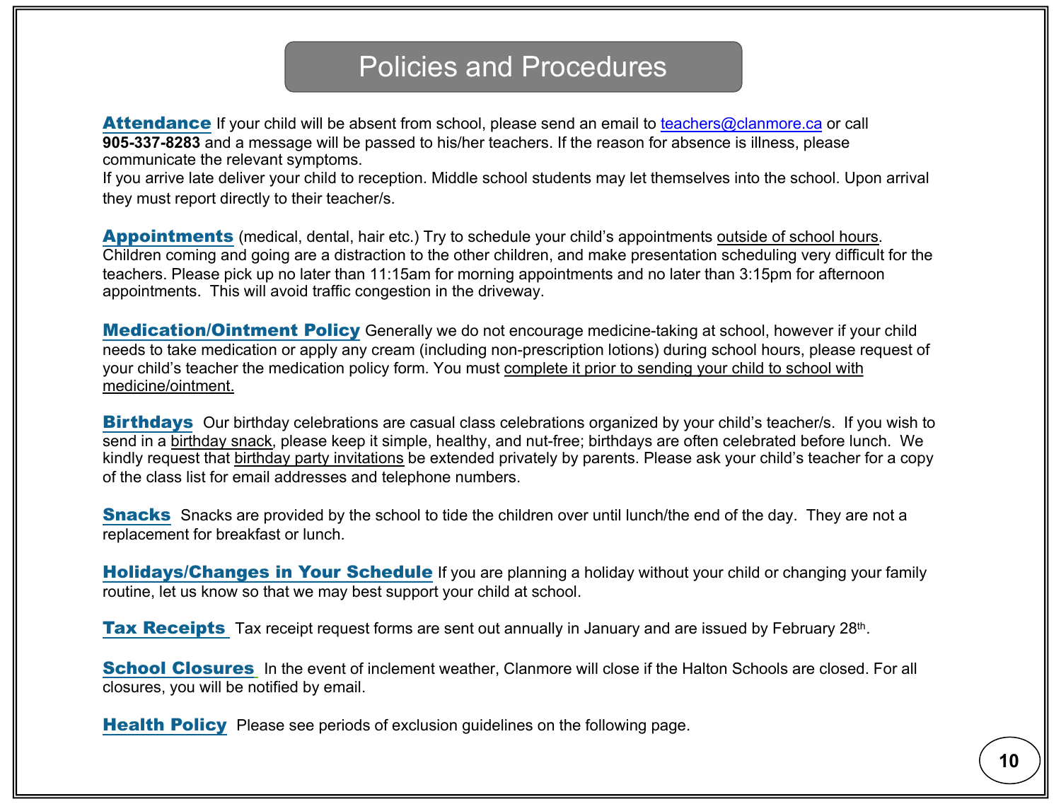# Policies and Procedures

**Attendance** If your child will be absent from school, please send an email to teachers@clanmore.ca or call **905-337-8283** and a message will be passed to his/her teachers. If the reason for absence is illness, please communicate the relevant symptoms.
If you arrive late deliver your child to reception. Middle school students may let themselves into the school. Upon arrival they must report directly to their teacher/s.

**Appointments** (medical, dental, hair etc.) Try to schedule your child's appointments outside of school hours. Children coming and going are a distraction to the other children, and make presentation scheduling very difficult for the teachers. Please pick up no later than 11:15am for morning appointments and no later than 3:15pm for afternoon appointments. This will avoid traffic congestion in the driveway.

**Medication/Ointment Policy** Generally we do not encourage medicine-taking at school, however if your child needs to take medication or apply any cream (including non-prescription lotions) during school hours, please request of your child's teacher the medication policy form. You must complete it prior to sending your child to school with medicine/ointment.

**Birthdays** Our birthday celebrations are casual class celebrations organized by your child's teacher/s. If you wish to send in a birthday snack, please keep it simple, healthy, and nut-free; birthdays are often celebrated before lunch. We kindly request that birthday party invitations be extended privately by parents. Please ask your child's teacher for a copy of the class list for email addresses and telephone numbers.

**Snacks** Snacks are provided by the school to tide the children over until lunch/the end of the day. They are not a replacement for breakfast or lunch.

**Holidays/Changes in Your Schedule** If you are planning a holiday without your child or changing your family routine, let us know so that we may best support your child at school.

**Tax Receipts** Tax receipt request forms are sent out annually in January and are issued by February 28th.

**School Closures** In the event of inclement weather, Clanmore will close if the Halton Schools are closed. For all closures, you will be notified by email.

**Health Policy** Please see periods of exclusion guidelines on the following page.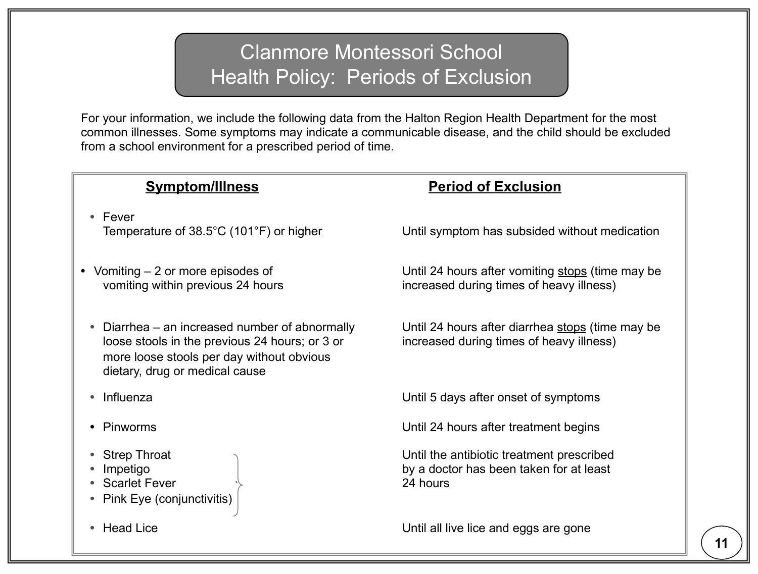# Clanmore Montessori School
# Health Policy: Periods of Exclusion

For your information, we include the following data from the Halton Region Health Department for the most common illnesses. Some symptoms may indicate a communicable disease, and the child should be excluded from a school environment for a prescribed period of time.

| Symptom/Illness | Period of Exclusion |
| --- | --- |
| • Fever<br>Temperature of 38.5°C (101°F) or higher | Until symptom has subsided without medication |
| • Vomiting – 2 or more episodes of vomiting within previous 24 hours | Until 24 hours after vomiting stops (time may be increased during times of heavy illness) |
| • Diarrhea – an increased number of abnormally loose stools in the previous 24 hours; or 3 or more loose stools per day without obvious dietary, drug or medical cause | Until 24 hours after diarrhea stops (time may be increased during times of heavy illness) |
| • Influenza | Until 5 days after onset of symptoms |
| • Pinworms | Until 24 hours after treatment begins |
| • Strep Throat<br>• Impetigo<br>• Scarlet Fever<br>• Pink Eye (conjunctivitis) | Until the antibiotic treatment prescribed by a doctor has been taken for at least 24 hours |
| • Head Lice | Until all live lice and eggs are gone |